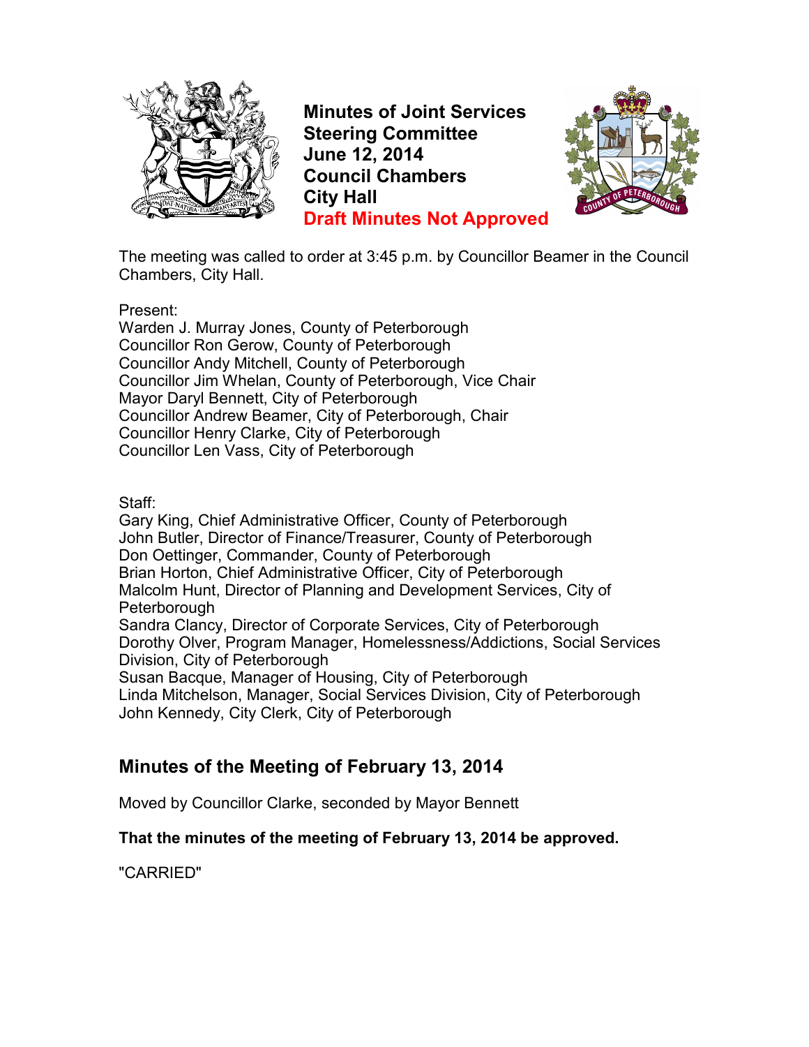# Minutes of Joint Services Steering Committee
**June 12, 2014**
**Council Chambers**
**City Hall**
**Draft Minutes Not Approved**

The meeting was called to order at 3:45 p.m. by Councillor Beamer in the Council Chambers, City Hall.

Present:
Warden J. Murray Jones, County of Peterborough
Councillor Ron Gerow, County of Peterborough
Councillor Andy Mitchell, County of Peterborough
Councillor Jim Whelan, County of Peterborough, Vice Chair
Mayor Daryl Bennett, City of Peterborough
Councillor Andrew Beamer, City of Peterborough, Chair
Councillor Henry Clarke, City of Peterborough
Councillor Len Vass, City of Peterborough

Staff:
Gary King, Chief Administrative Officer, County of Peterborough
John Butler, Director of Finance/Treasurer, County of Peterborough
Don Oettinger, Commander, County of Peterborough
Brian Horton, Chief Administrative Officer, City of Peterborough
Malcolm Hunt, Director of Planning and Development Services, City of Peterborough
Sandra Clancy, Director of Corporate Services, City of Peterborough
Dorothy Olver, Program Manager, Homelessness/Addictions, Social Services Division, City of Peterborough
Susan Bacque, Manager of Housing, City of Peterborough
Linda Mitchelson, Manager, Social Services Division, City of Peterborough
John Kennedy, City Clerk, City of Peterborough

## Minutes of the Meeting of February 13, 2014

Moved by Councillor Clarke, seconded by Mayor Bennett

**That the minutes of the meeting of February 13, 2014 be approved.**

"CARRIED"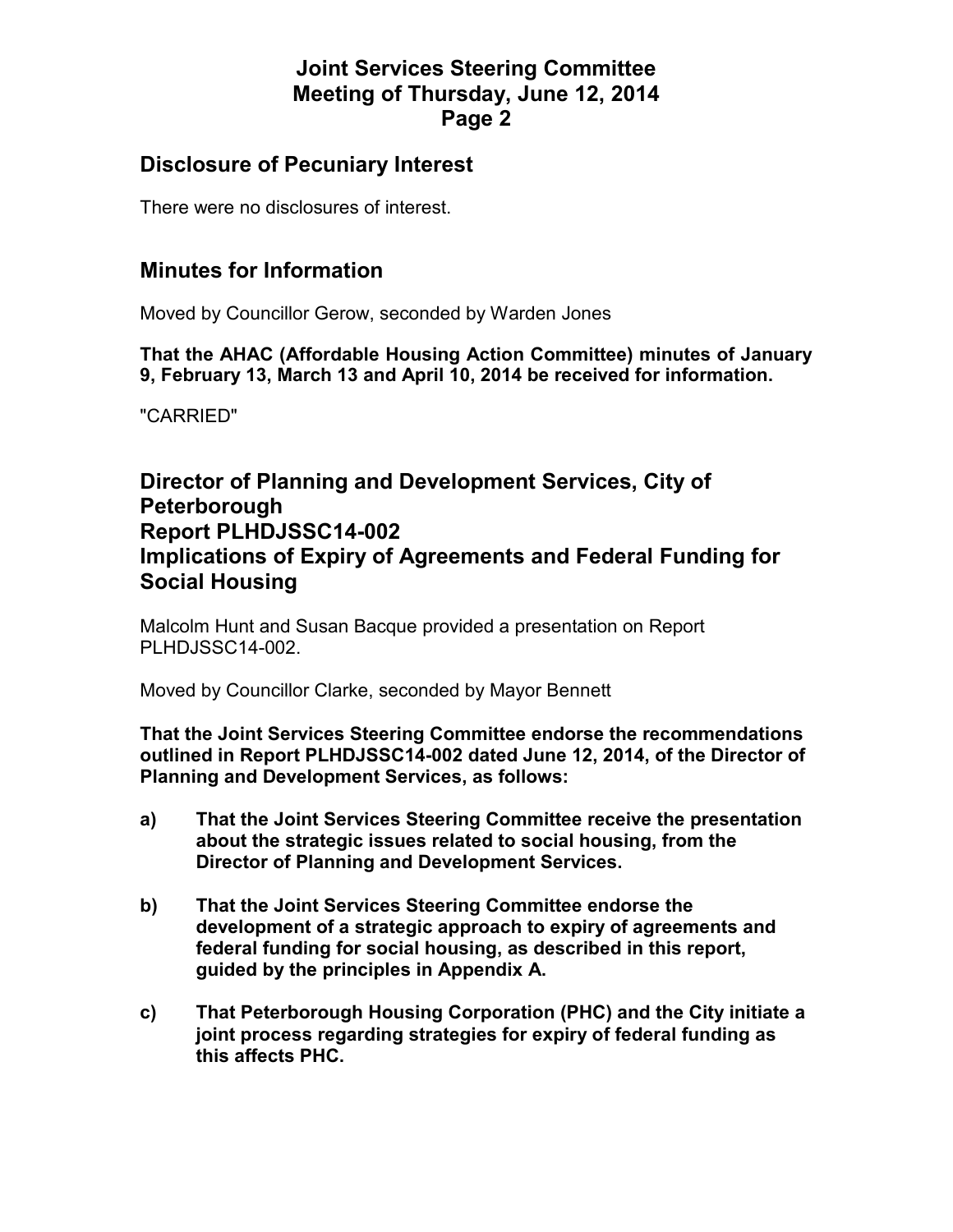## Disclosure of Pecuniary Interest

There were no disclosures of interest.

## Minutes for Information

Moved by Councillor Gerow, seconded by Warden Jones

**That the AHAC (Affordable Housing Action Committee) minutes of January 9, February 13, March 13 and April 10, 2014 be received for information.**

"CARRIED"

## Director of Planning and Development Services, City of Peterborough Report PLHDJSSC14-002 Implications of Expiry of Agreements and Federal Funding for Social Housing

Malcolm Hunt and Susan Bacque provided a presentation on Report PLHDJSSC14-002.

Moved by Councillor Clarke, seconded by Mayor Bennett

**That the Joint Services Steering Committee endorse the recommendations outlined in Report PLHDJSSC14-002 dated June 12, 2014, of the Director of Planning and Development Services, as follows:**

**a) That the Joint Services Steering Committee receive the presentation about the strategic issues related to social housing, from the Director of Planning and Development Services.**

**b) That the Joint Services Steering Committee endorse the development of a strategic approach to expiry of agreements and federal funding for social housing, as described in this report, guided by the principles in Appendix A.**

**c) That Peterborough Housing Corporation (PHC) and the City initiate a joint process regarding strategies for expiry of federal funding as this affects PHC.**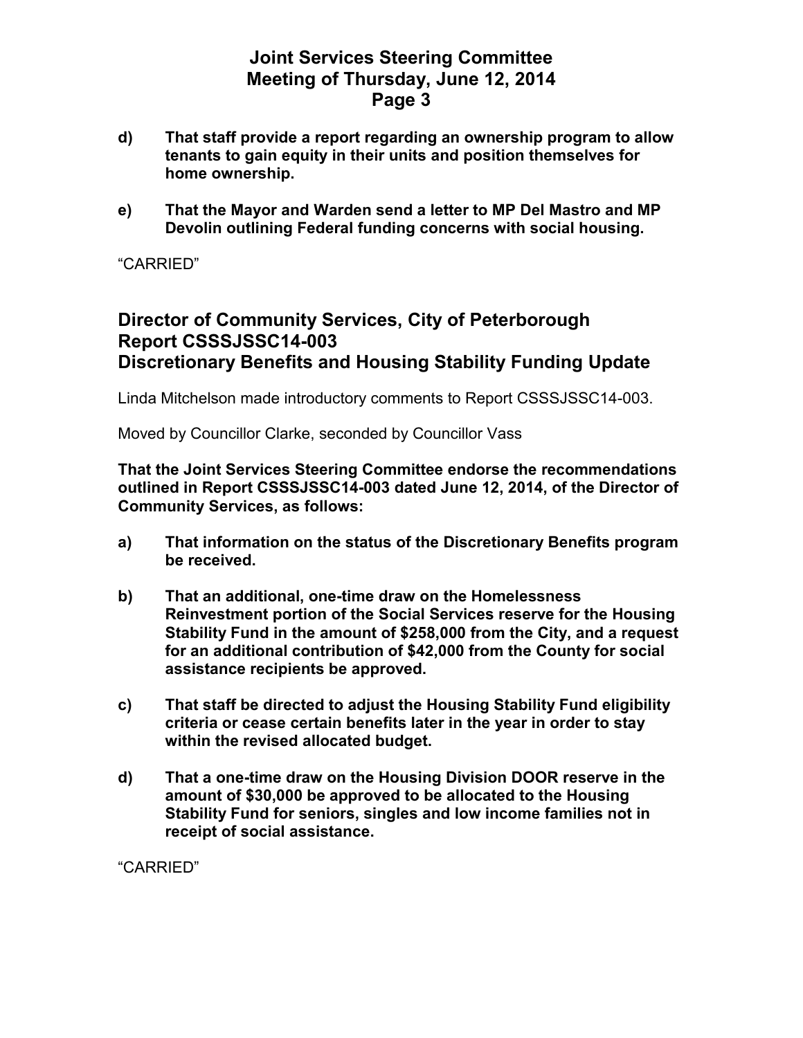**d) That staff provide a report regarding an ownership program to allow tenants to gain equity in their units and position themselves for home ownership.**

**e) That the Mayor and Warden send a letter to MP Del Mastro and MP Devolin outlining Federal funding concerns with social housing.**

"CARRIED"

## Director of Community Services, City of Peterborough
## Report CSSSJSSC14-003
## Discretionary Benefits and Housing Stability Funding Update

Linda Mitchelson made introductory comments to Report CSSSJSSC14-003.

Moved by Councillor Clarke, seconded by Councillor Vass

**That the Joint Services Steering Committee endorse the recommendations outlined in Report CSSSJSSC14-003 dated June 12, 2014, of the Director of Community Services, as follows:**

**a) That information on the status of the Discretionary Benefits program be received.**

**b) That an additional, one-time draw on the Homelessness Reinvestment portion of the Social Services reserve for the Housing Stability Fund in the amount of $258,000 from the City, and a request for an additional contribution of $42,000 from the County for social assistance recipients be approved.**

**c) That staff be directed to adjust the Housing Stability Fund eligibility criteria or cease certain benefits later in the year in order to stay within the revised allocated budget.**

**d) That a one-time draw on the Housing Division DOOR reserve in the amount of $30,000 be approved to be allocated to the Housing Stability Fund for seniors, singles and low income families not in receipt of social assistance.**

"CARRIED"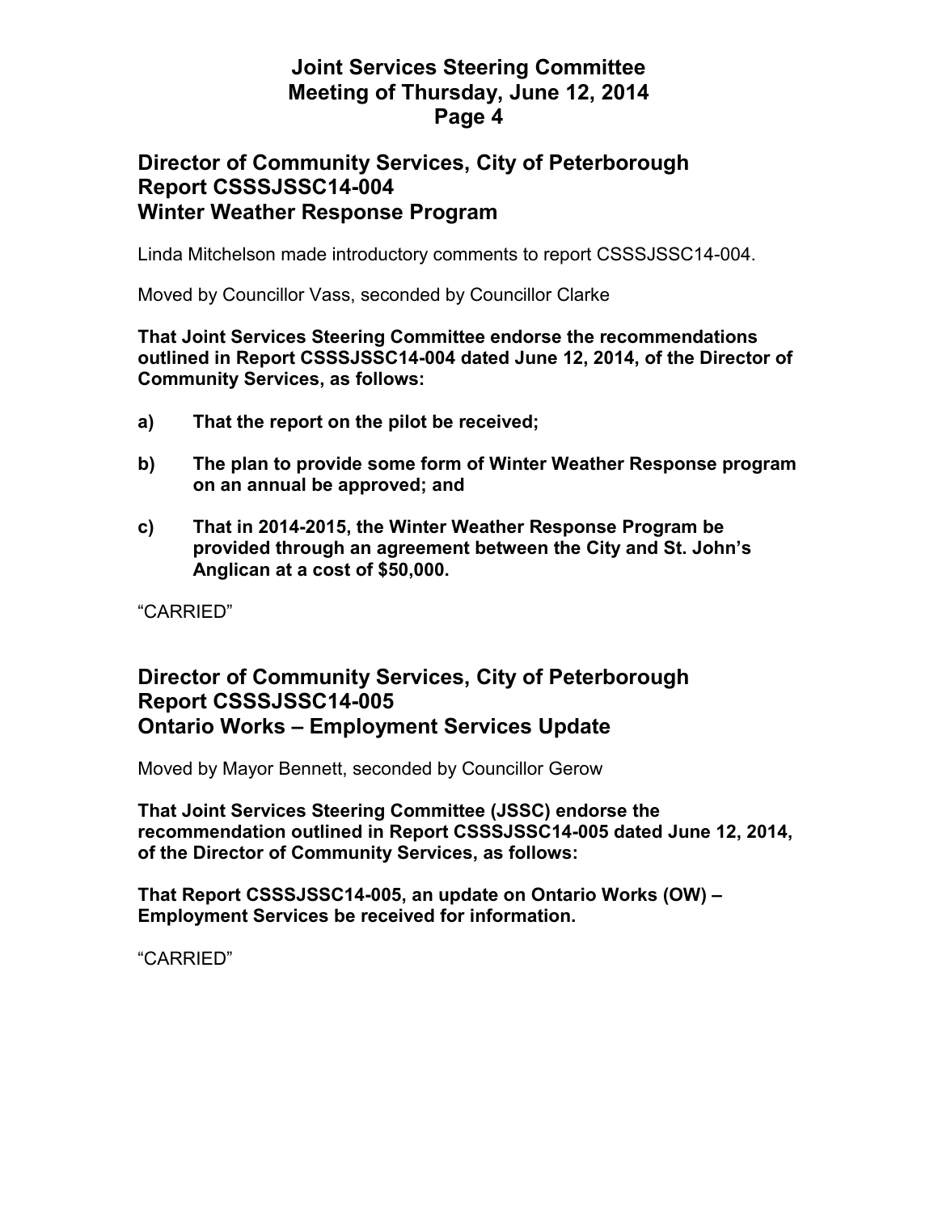## Director of Community Services, City of Peterborough
## Report CSSSJSSC14-004
## Winter Weather Response Program

Linda Mitchelson made introductory comments to report CSSSJSSC14-004.

Moved by Councillor Vass, seconded by Councillor Clarke

**That Joint Services Steering Committee endorse the recommendations outlined in Report CSSSJSSC14-004 dated June 12, 2014, of the Director of Community Services, as follows:**

**a) That the report on the pilot be received;**

**b) The plan to provide some form of Winter Weather Response program on an annual be approved; and**

**c) That in 2014-2015, the Winter Weather Response Program be provided through an agreement between the City and St. John's Anglican at a cost of $50,000.**

"CARRIED"

## Director of Community Services, City of Peterborough
## Report CSSSJSSC14-005
## Ontario Works – Employment Services Update

Moved by Mayor Bennett, seconded by Councillor Gerow

**That Joint Services Steering Committee (JSSC) endorse the recommendation outlined in Report CSSSJSSC14-005 dated June 12, 2014, of the Director of Community Services, as follows:**

**That Report CSSSJSSC14-005, an update on Ontario Works (OW) – Employment Services be received for information.**

"CARRIED"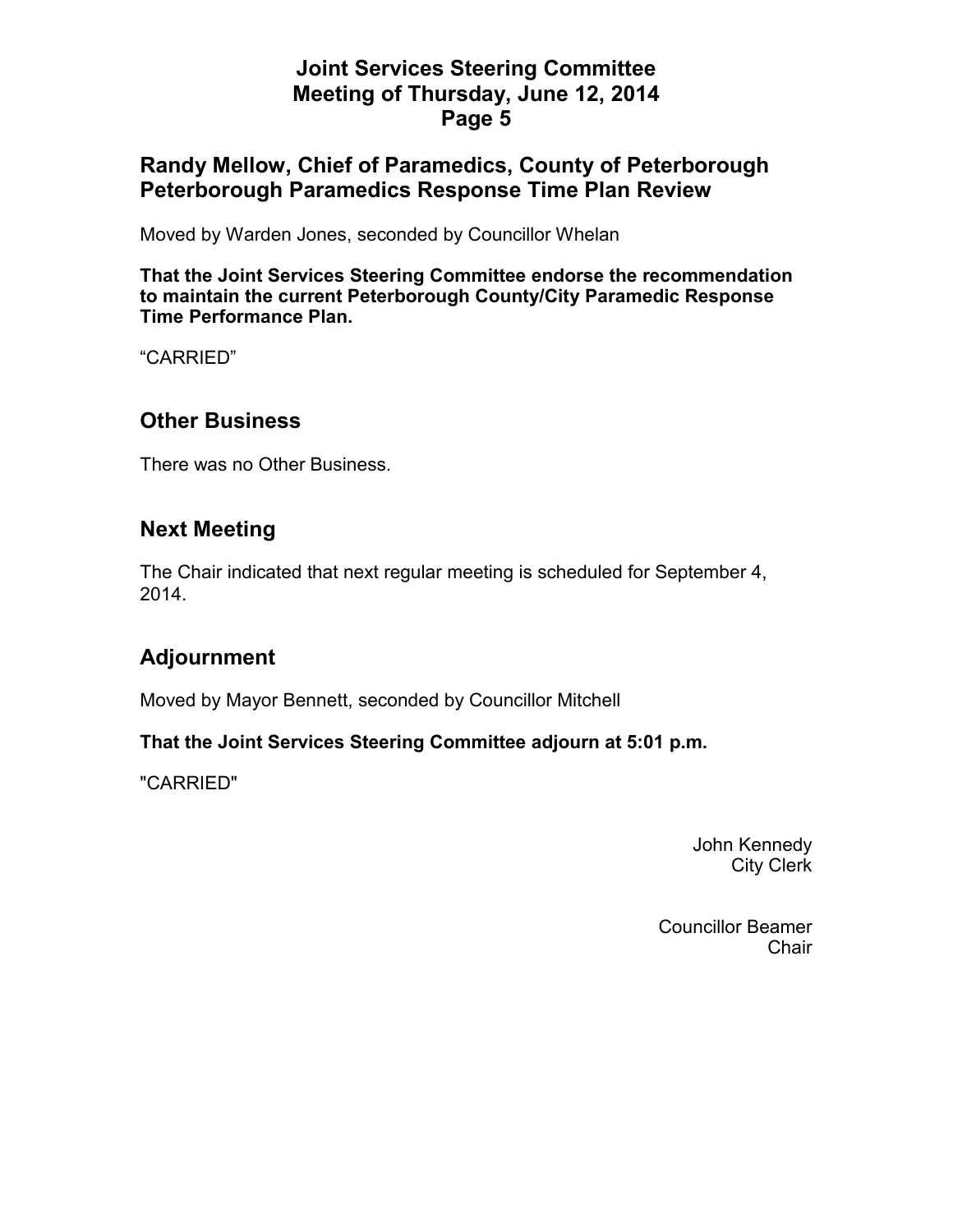## Randy Mellow, Chief of Paramedics, County of Peterborough Peterborough Paramedics Response Time Plan Review

Moved by Warden Jones, seconded by Councillor Whelan

**That the Joint Services Steering Committee endorse the recommendation to maintain the current Peterborough County/City Paramedic Response Time Performance Plan.**

"CARRIED"

## Other Business

There was no Other Business.

## Next Meeting

The Chair indicated that next regular meeting is scheduled for September 4, 2014.

## Adjournment

Moved by Mayor Bennett, seconded by Councillor Mitchell

**That the Joint Services Steering Committee adjourn at 5:01 p.m.**

"CARRIED"

John Kennedy
City Clerk

Councillor Beamer
Chair